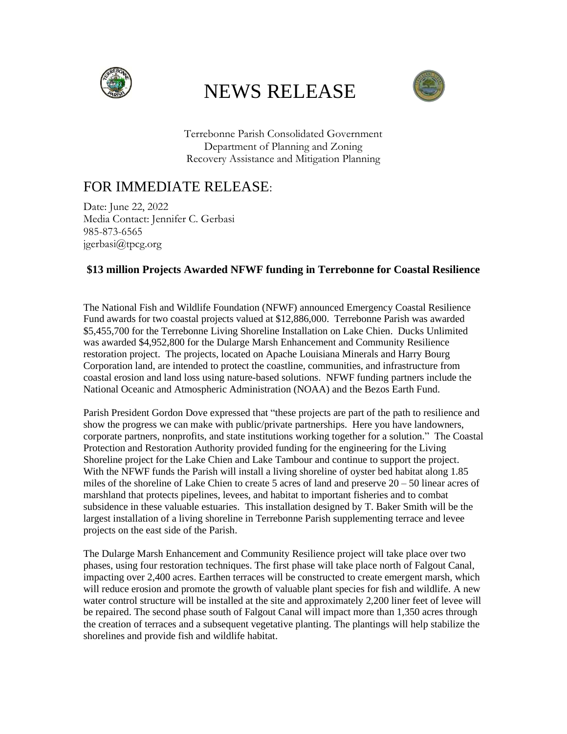# NEWS RELEASE

Terrebonne Parish Consolidated Government
Department of Planning and Zoning
Recovery Assistance and Mitigation Planning

## FOR IMMEDIATE RELEASE:

Date: June 22, 2022
Media Contact: Jennifer C. Gerbasi
985-873-6565
jgerbasi@tpcg.org

**$13 million Projects Awarded NFWF funding in Terrebonne for Coastal Resilience**

The National Fish and Wildlife Foundation (NFWF) announced Emergency Coastal Resilience Fund awards for two coastal projects valued at $12,886,000. Terrebonne Parish was awarded $5,455,700 for the Terrebonne Living Shoreline Installation on Lake Chien. Ducks Unlimited was awarded $4,952,800 for the Dularge Marsh Enhancement and Community Resilience restoration project. The projects, located on Apache Louisiana Minerals and Harry Bourg Corporation land, are intended to protect the coastline, communities, and infrastructure from coastal erosion and land loss using nature-based solutions. NFWF funding partners include the National Oceanic and Atmospheric Administration (NOAA) and the Bezos Earth Fund.

Parish President Gordon Dove expressed that "these projects are part of the path to resilience and show the progress we can make with public/private partnerships. Here you have landowners, corporate partners, nonprofits, and state institutions working together for a solution." The Coastal Protection and Restoration Authority provided funding for the engineering for the Living Shoreline project for the Lake Chien and Lake Tambour and continue to support the project. With the NFWF funds the Parish will install a living shoreline of oyster bed habitat along 1.85 miles of the shoreline of Lake Chien to create 5 acres of land and preserve 20 – 50 linear acres of marshland that protects pipelines, levees, and habitat to important fisheries and to combat subsidence in these valuable estuaries. This installation designed by T. Baker Smith will be the largest installation of a living shoreline in Terrebonne Parish supplementing terrace and levee projects on the east side of the Parish.

The Dularge Marsh Enhancement and Community Resilience project will take place over two phases, using four restoration techniques. The first phase will take place north of Falgout Canal, impacting over 2,400 acres. Earthen terraces will be constructed to create emergent marsh, which will reduce erosion and promote the growth of valuable plant species for fish and wildlife. A new water control structure will be installed at the site and approximately 2,200 liner feet of levee will be repaired. The second phase south of Falgout Canal will impact more than 1,350 acres through the creation of terraces and a subsequent vegetative planting. The plantings will help stabilize the shorelines and provide fish and wildlife habitat.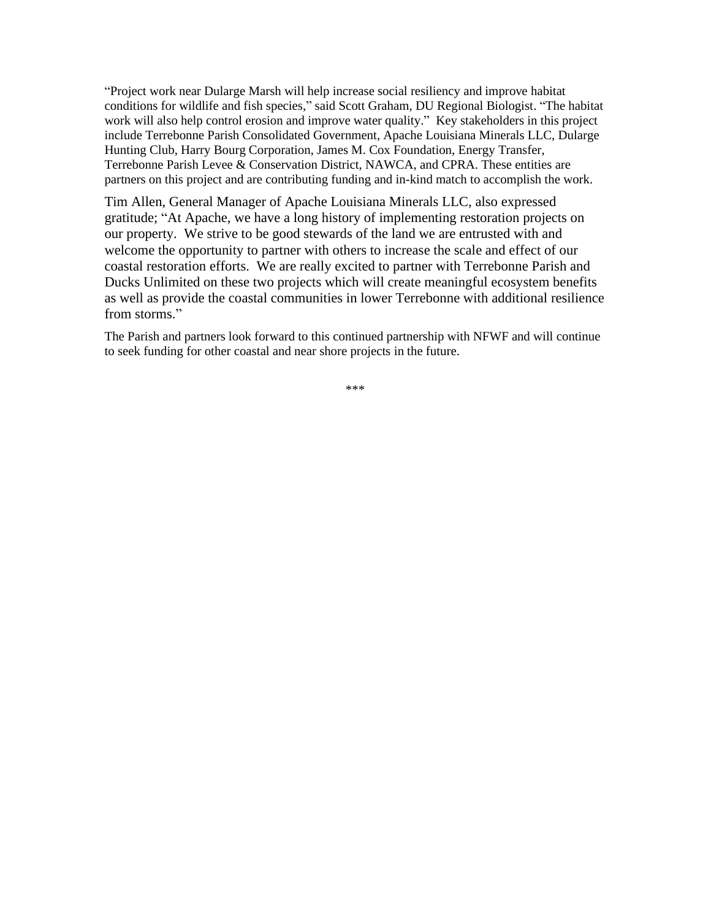"Project work near Dularge Marsh will help increase social resiliency and improve habitat conditions for wildlife and fish species," said Scott Graham, DU Regional Biologist. "The habitat work will also help control erosion and improve water quality." Key stakeholders in this project include Terrebonne Parish Consolidated Government, Apache Louisiana Minerals LLC, Dularge Hunting Club, Harry Bourg Corporation, James M. Cox Foundation, Energy Transfer, Terrebonne Parish Levee & Conservation District, NAWCA, and CPRA. These entities are partners on this project and are contributing funding and in-kind match to accomplish the work.

Tim Allen, General Manager of Apache Louisiana Minerals LLC, also expressed gratitude; "At Apache, we have a long history of implementing restoration projects on our property. We strive to be good stewards of the land we are entrusted with and welcome the opportunity to partner with others to increase the scale and effect of our coastal restoration efforts. We are really excited to partner with Terrebonne Parish and Ducks Unlimited on these two projects which will create meaningful ecosystem benefits as well as provide the coastal communities in lower Terrebonne with additional resilience from storms."

The Parish and partners look forward to this continued partnership with NFWF and will continue to seek funding for other coastal and near shore projects in the future.

***